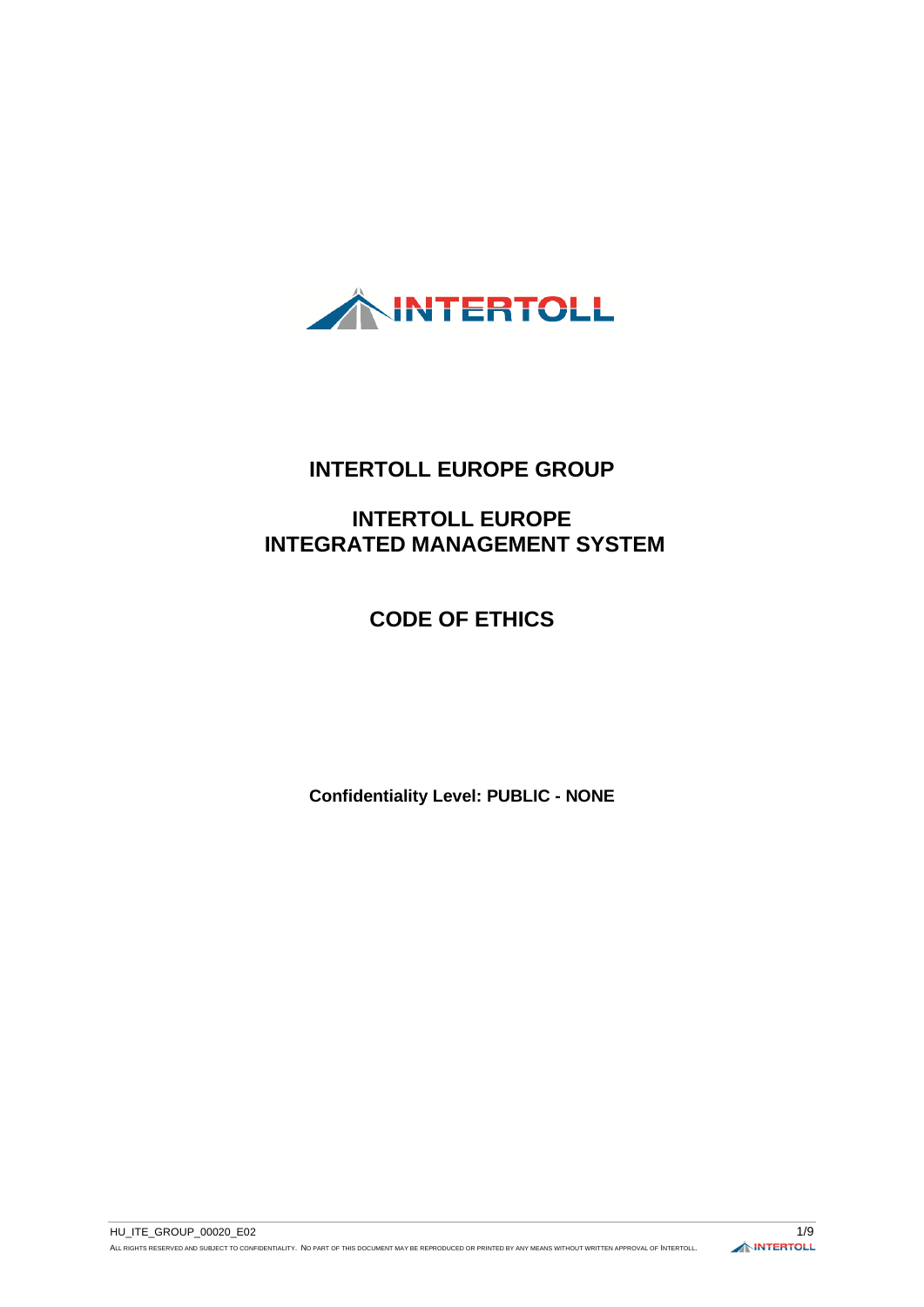# INTERTOLL EUROPE GROUP

## INTERTOLL EUROPE INTEGRATED MANAGEMENT SYSTEM

## CODE OF ETHICS

**Confidentiality Level: PUBLIC - NONE**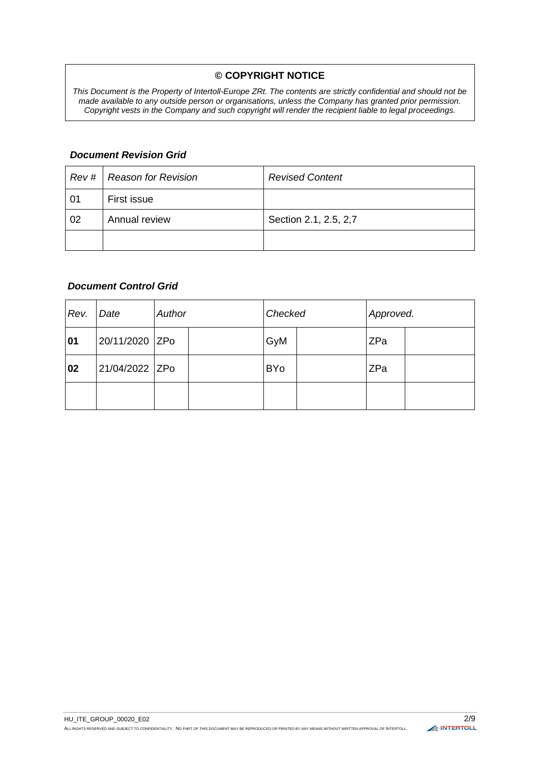**© COPYRIGHT NOTICE**

*This Document is the Property of Intertoll-Europe ZRt. The contents are strictly confidential and should not be made available to any outside person or organisations, unless the Company has granted prior permission. Copyright vests in the Company and such copyright will render the recipient liable to legal proceedings.*

***Document Revision Grid***

| *Rev #* | *Reason for Revision* | *Revised Content* |
|---|---|---|
| 01 | First issue | |
| 02 | Annual review | Section 2.1, 2.5, 2,7 |
| | | |

***Document Control Grid***

| *Rev.* | *Date* | *Author* | | *Checked* | | *Approved.* | |
|---|---|---|---|---|---|---|---|
| **01** | 20/11/2020 | ZPo | | GyM | | ZPa | |
| **02** | 21/04/2022 | ZPo | | BYo | | ZPa | |
| | | | | | | | |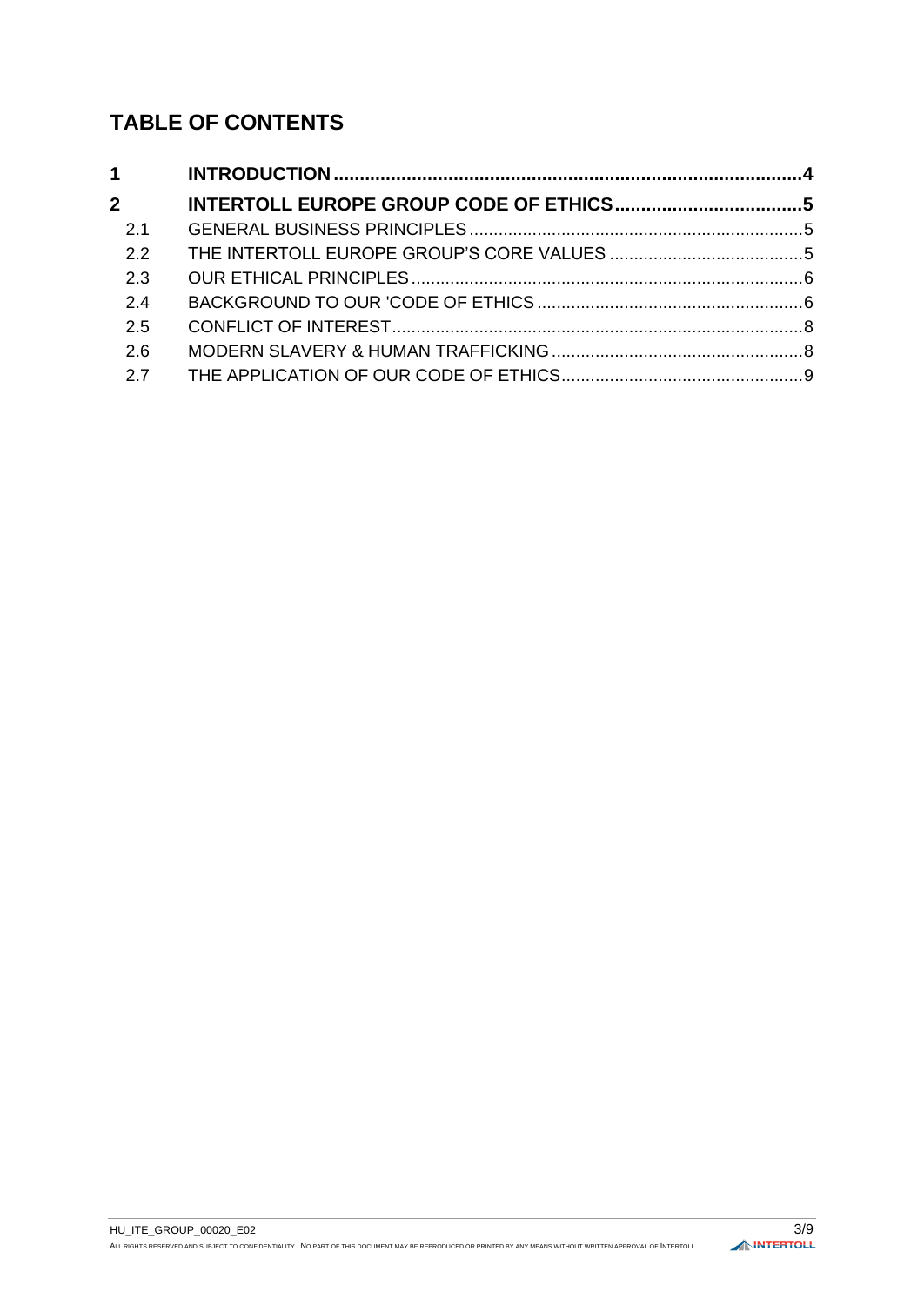# TABLE OF CONTENTS

**1 INTRODUCTION ........................................................................................ 4**

**2 INTERTOLL EUROPE GROUP CODE OF ETHICS .................................... 5**

2.1 GENERAL BUSINESS PRINCIPLES ................................................................. 5

2.2 THE INTERTOLL EUROPE GROUP'S CORE VALUES ....................................... 5

2.3 OUR ETHICAL PRINCIPLES ............................................................................ 6

2.4 BACKGROUND TO OUR 'CODE OF ETHICS ..................................................... 6

2.5 CONFLICT OF INTEREST ............................................................................... 8

2.6 MODERN SLAVERY & HUMAN TRAFFICKING .................................................. 8

2.7 THE APPLICATION OF OUR CODE OF ETHICS ................................................. 9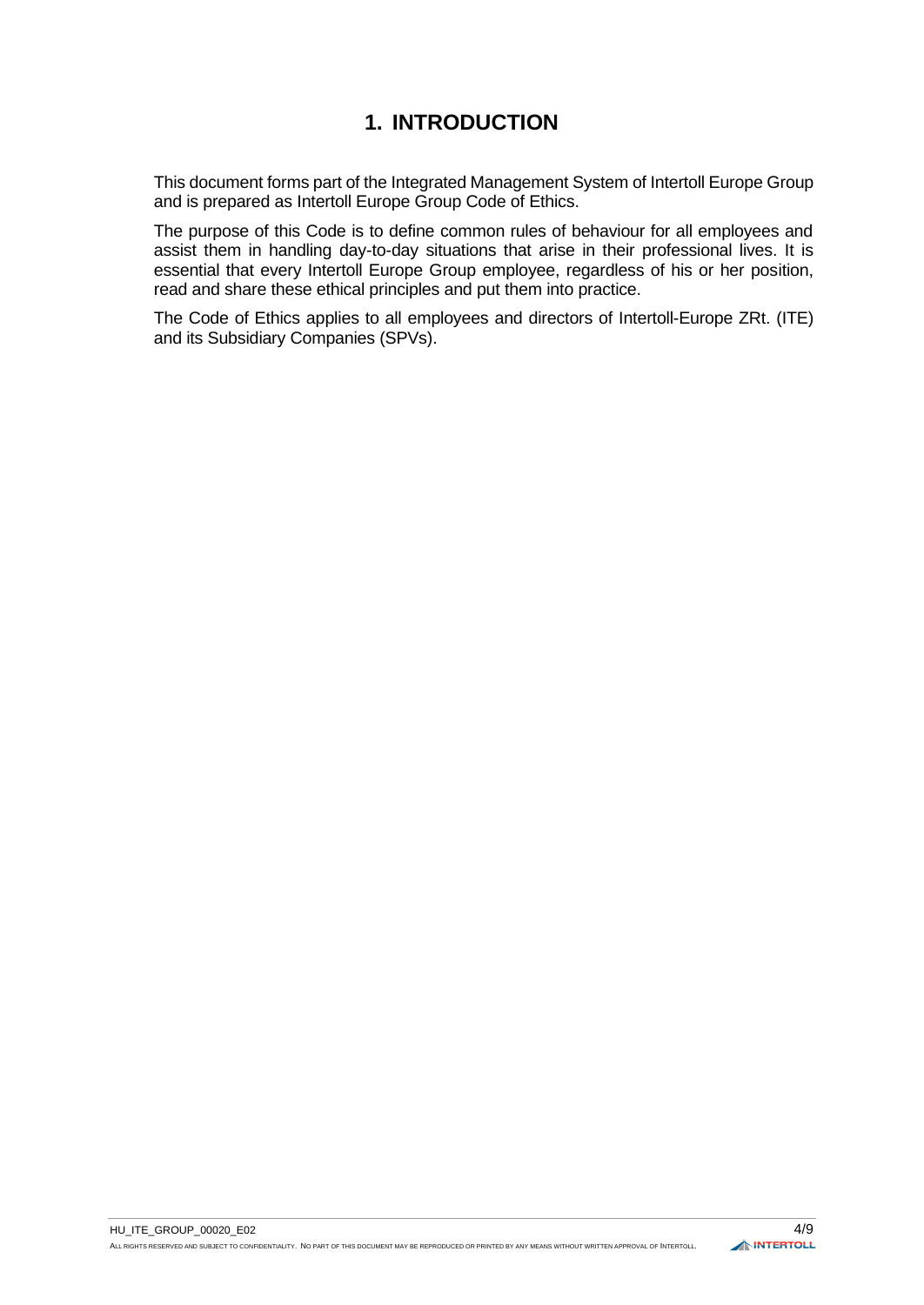# 1. INTRODUCTION

This document forms part of the Integrated Management System of Intertoll Europe Group and is prepared as Intertoll Europe Group Code of Ethics.

The purpose of this Code is to define common rules of behaviour for all employees and assist them in handling day-to-day situations that arise in their professional lives. It is essential that every Intertoll Europe Group employee, regardless of his or her position, read and share these ethical principles and put them into practice.

The Code of Ethics applies to all employees and directors of Intertoll-Europe ZRt. (ITE) and its Subsidiary Companies (SPVs).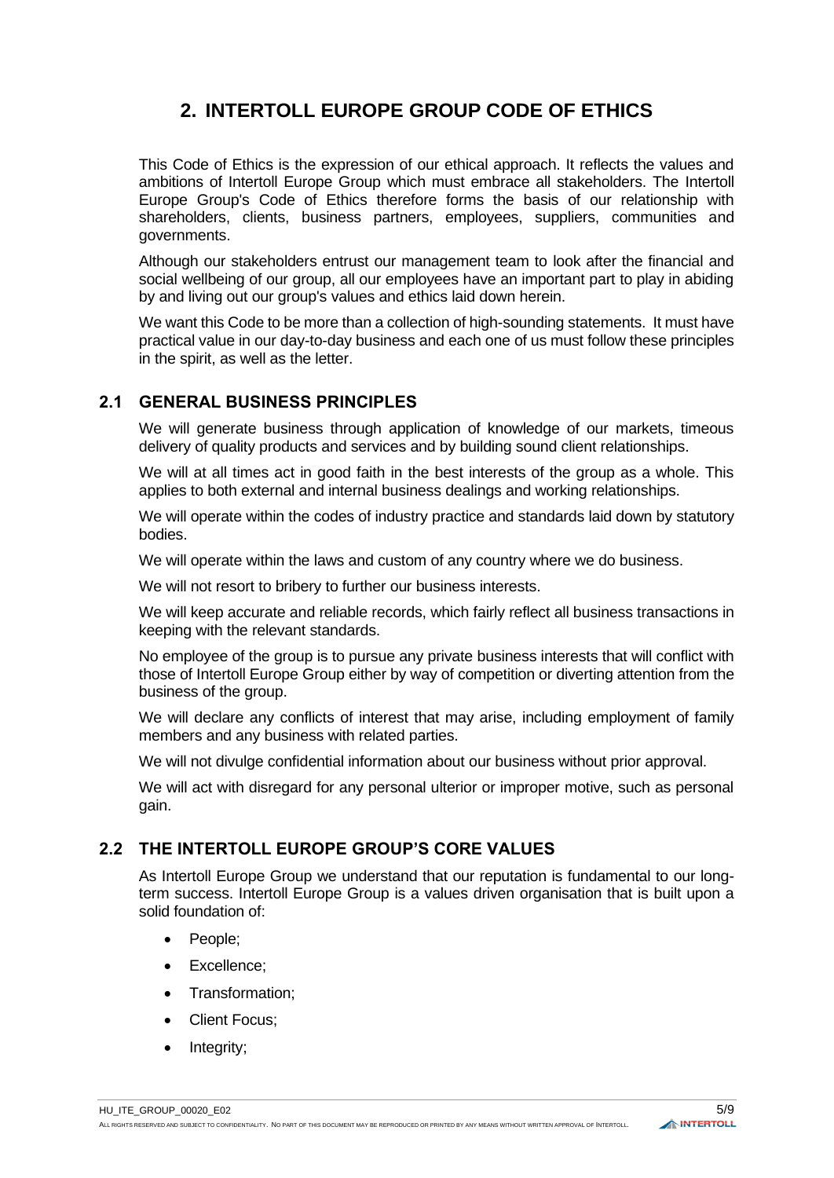# 2. INTERTOLL EUROPE GROUP CODE OF ETHICS

This Code of Ethics is the expression of our ethical approach. It reflects the values and ambitions of Intertoll Europe Group which must embrace all stakeholders. The Intertoll Europe Group's Code of Ethics therefore forms the basis of our relationship with shareholders, clients, business partners, employees, suppliers, communities and governments.

Although our stakeholders entrust our management team to look after the financial and social wellbeing of our group, all our employees have an important part to play in abiding by and living out our group's values and ethics laid down herein.

We want this Code to be more than a collection of high-sounding statements. It must have practical value in our day-to-day business and each one of us must follow these principles in the spirit, as well as the letter.

## 2.1 GENERAL BUSINESS PRINCIPLES

We will generate business through application of knowledge of our markets, timeous delivery of quality products and services and by building sound client relationships.

We will at all times act in good faith in the best interests of the group as a whole. This applies to both external and internal business dealings and working relationships.

We will operate within the codes of industry practice and standards laid down by statutory bodies.

We will operate within the laws and custom of any country where we do business.

We will not resort to bribery to further our business interests.

We will keep accurate and reliable records, which fairly reflect all business transactions in keeping with the relevant standards.

No employee of the group is to pursue any private business interests that will conflict with those of Intertoll Europe Group either by way of competition or diverting attention from the business of the group.

We will declare any conflicts of interest that may arise, including employment of family members and any business with related parties.

We will not divulge confidential information about our business without prior approval.

We will act with disregard for any personal ulterior or improper motive, such as personal gain.

## 2.2 THE INTERTOLL EUROPE GROUP'S CORE VALUES

As Intertoll Europe Group we understand that our reputation is fundamental to our long-term success. Intertoll Europe Group is a values driven organisation that is built upon a solid foundation of:

- People;
- Excellence;
- Transformation;
- Client Focus;
- Integrity;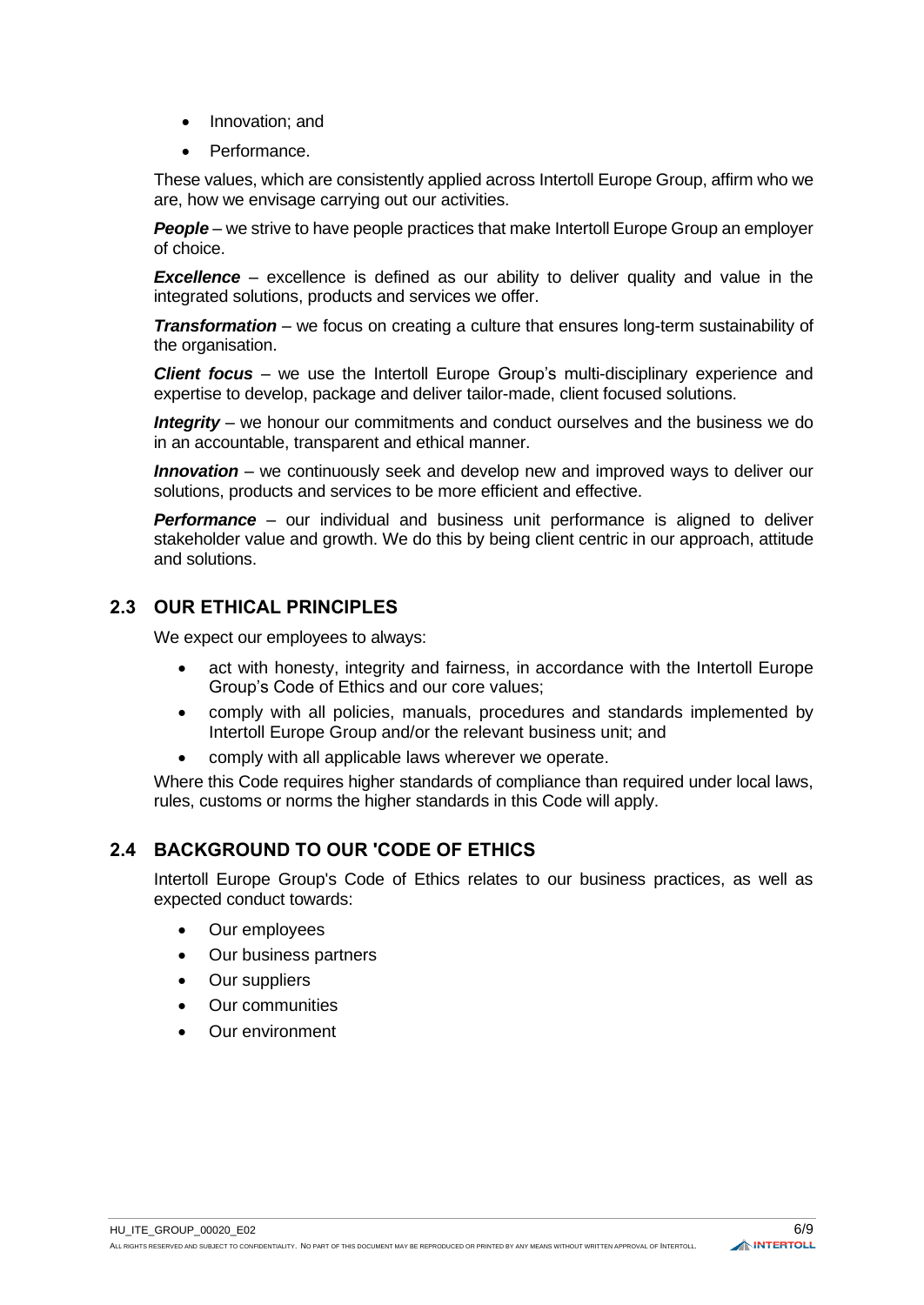- Innovation; and
- Performance.

These values, which are consistently applied across Intertoll Europe Group, affirm who we are, how we envisage carrying out our activities.

***People*** – we strive to have people practices that make Intertoll Europe Group an employer of choice.

***Excellence*** – excellence is defined as our ability to deliver quality and value in the integrated solutions, products and services we offer.

***Transformation*** – we focus on creating a culture that ensures long-term sustainability of the organisation.

***Client focus*** – we use the Intertoll Europe Group's multi-disciplinary experience and expertise to develop, package and deliver tailor-made, client focused solutions.

***Integrity*** – we honour our commitments and conduct ourselves and the business we do in an accountable, transparent and ethical manner.

***Innovation*** – we continuously seek and develop new and improved ways to deliver our solutions, products and services to be more efficient and effective.

***Performance*** – our individual and business unit performance is aligned to deliver stakeholder value and growth. We do this by being client centric in our approach, attitude and solutions.

## 2.3 OUR ETHICAL PRINCIPLES

We expect our employees to always:

- act with honesty, integrity and fairness, in accordance with the Intertoll Europe Group's Code of Ethics and our core values;
- comply with all policies, manuals, procedures and standards implemented by Intertoll Europe Group and/or the relevant business unit; and
- comply with all applicable laws wherever we operate.

Where this Code requires higher standards of compliance than required under local laws, rules, customs or norms the higher standards in this Code will apply.

## 2.4 BACKGROUND TO OUR 'CODE OF ETHICS

Intertoll Europe Group's Code of Ethics relates to our business practices, as well as expected conduct towards:

- Our employees
- Our business partners
- Our suppliers
- Our communities
- Our environment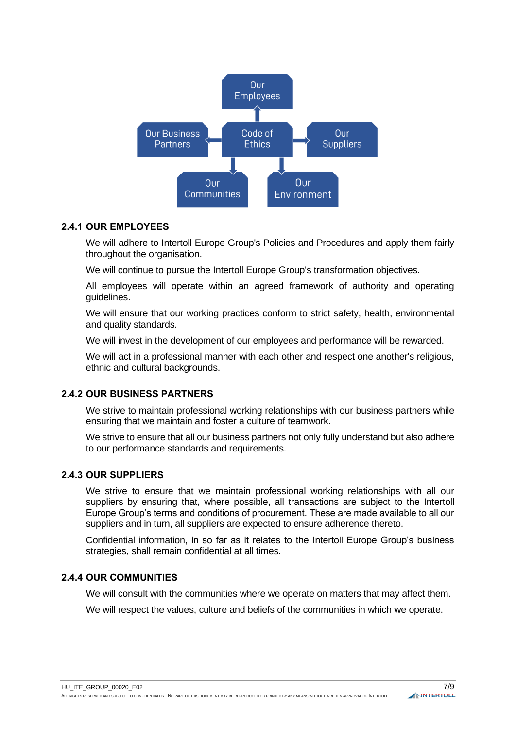### 2.4.1 OUR EMPLOYEES

We will adhere to Intertoll Europe Group's Policies and Procedures and apply them fairly throughout the organisation.

We will continue to pursue the Intertoll Europe Group's transformation objectives.

All employees will operate within an agreed framework of authority and operating guidelines.

We will ensure that our working practices conform to strict safety, health, environmental and quality standards.

We will invest in the development of our employees and performance will be rewarded.

We will act in a professional manner with each other and respect one another's religious, ethnic and cultural backgrounds.

### 2.4.2 OUR BUSINESS PARTNERS

We strive to maintain professional working relationships with our business partners while ensuring that we maintain and foster a culture of teamwork.

We strive to ensure that all our business partners not only fully understand but also adhere to our performance standards and requirements.

### 2.4.3 OUR SUPPLIERS

We strive to ensure that we maintain professional working relationships with all our suppliers by ensuring that, where possible, all transactions are subject to the Intertoll Europe Group's terms and conditions of procurement. These are made available to all our suppliers and in turn, all suppliers are expected to ensure adherence thereto.

Confidential information, in so far as it relates to the Intertoll Europe Group's business strategies, shall remain confidential at all times.

### 2.4.4 OUR COMMUNITIES

We will consult with the communities where we operate on matters that may affect them.

We will respect the values, culture and beliefs of the communities in which we operate.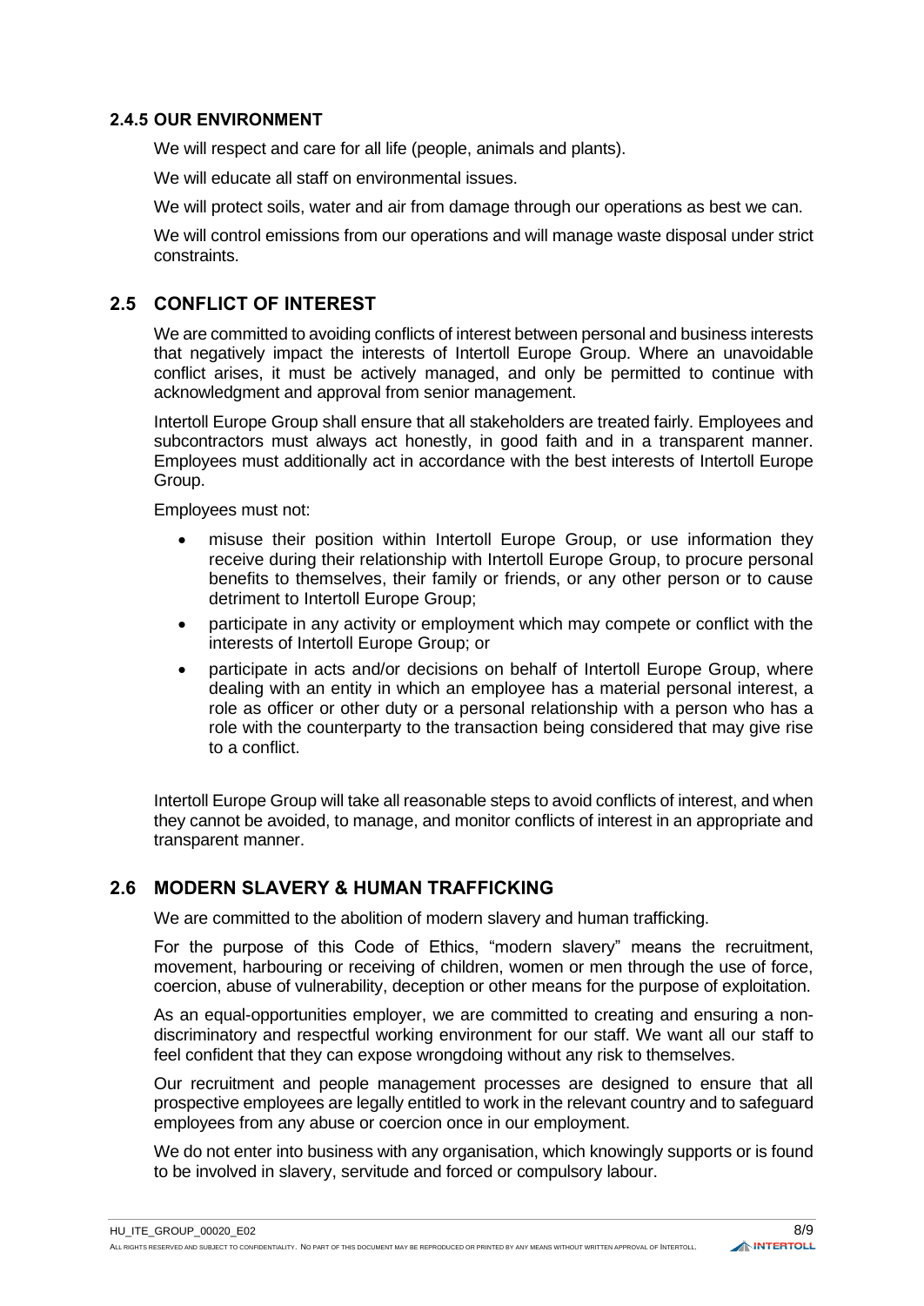### 2.4.5 OUR ENVIRONMENT

We will respect and care for all life (people, animals and plants).

We will educate all staff on environmental issues.

We will protect soils, water and air from damage through our operations as best we can.

We will control emissions from our operations and will manage waste disposal under strict constraints.

## 2.5 CONFLICT OF INTEREST

We are committed to avoiding conflicts of interest between personal and business interests that negatively impact the interests of Intertoll Europe Group. Where an unavoidable conflict arises, it must be actively managed, and only be permitted to continue with acknowledgment and approval from senior management.

Intertoll Europe Group shall ensure that all stakeholders are treated fairly. Employees and subcontractors must always act honestly, in good faith and in a transparent manner. Employees must additionally act in accordance with the best interests of Intertoll Europe Group.

Employees must not:

- misuse their position within Intertoll Europe Group, or use information they receive during their relationship with Intertoll Europe Group, to procure personal benefits to themselves, their family or friends, or any other person or to cause detriment to Intertoll Europe Group;
- participate in any activity or employment which may compete or conflict with the interests of Intertoll Europe Group; or
- participate in acts and/or decisions on behalf of Intertoll Europe Group, where dealing with an entity in which an employee has a material personal interest, a role as officer or other duty or a personal relationship with a person who has a role with the counterparty to the transaction being considered that may give rise to a conflict.

Intertoll Europe Group will take all reasonable steps to avoid conflicts of interest, and when they cannot be avoided, to manage, and monitor conflicts of interest in an appropriate and transparent manner.

## 2.6 MODERN SLAVERY & HUMAN TRAFFICKING

We are committed to the abolition of modern slavery and human trafficking.

For the purpose of this Code of Ethics, "modern slavery" means the recruitment, movement, harbouring or receiving of children, women or men through the use of force, coercion, abuse of vulnerability, deception or other means for the purpose of exploitation.

As an equal-opportunities employer, we are committed to creating and ensuring a non-discriminatory and respectful working environment for our staff. We want all our staff to feel confident that they can expose wrongdoing without any risk to themselves.

Our recruitment and people management processes are designed to ensure that all prospective employees are legally entitled to work in the relevant country and to safeguard employees from any abuse or coercion once in our employment.

We do not enter into business with any organisation, which knowingly supports or is found to be involved in slavery, servitude and forced or compulsory labour.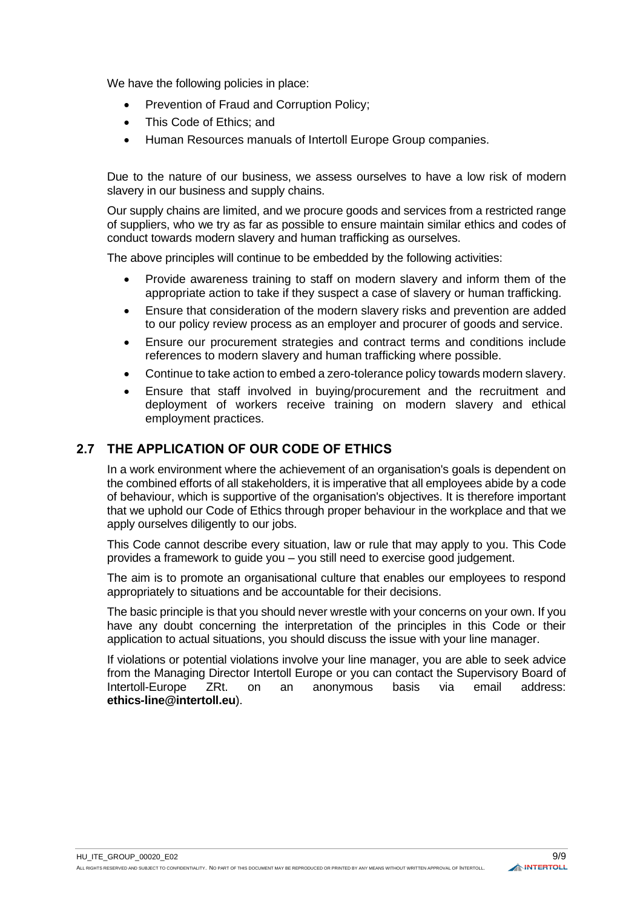We have the following policies in place:

- Prevention of Fraud and Corruption Policy;
- This Code of Ethics; and
- Human Resources manuals of Intertoll Europe Group companies.

Due to the nature of our business, we assess ourselves to have a low risk of modern slavery in our business and supply chains.

Our supply chains are limited, and we procure goods and services from a restricted range of suppliers, who we try as far as possible to ensure maintain similar ethics and codes of conduct towards modern slavery and human trafficking as ourselves.

The above principles will continue to be embedded by the following activities:

- Provide awareness training to staff on modern slavery and inform them of the appropriate action to take if they suspect a case of slavery or human trafficking.
- Ensure that consideration of the modern slavery risks and prevention are added to our policy review process as an employer and procurer of goods and service.
- Ensure our procurement strategies and contract terms and conditions include references to modern slavery and human trafficking where possible.
- Continue to take action to embed a zero-tolerance policy towards modern slavery.
- Ensure that staff involved in buying/procurement and the recruitment and deployment of workers receive training on modern slavery and ethical employment practices.

## 2.7 THE APPLICATION OF OUR CODE OF ETHICS

In a work environment where the achievement of an organisation's goals is dependent on the combined efforts of all stakeholders, it is imperative that all employees abide by a code of behaviour, which is supportive of the organisation's objectives. It is therefore important that we uphold our Code of Ethics through proper behaviour in the workplace and that we apply ourselves diligently to our jobs.

This Code cannot describe every situation, law or rule that may apply to you. This Code provides a framework to guide you – you still need to exercise good judgement.

The aim is to promote an organisational culture that enables our employees to respond appropriately to situations and be accountable for their decisions.

The basic principle is that you should never wrestle with your concerns on your own. If you have any doubt concerning the interpretation of the principles in this Code or their application to actual situations, you should discuss the issue with your line manager.

If violations or potential violations involve your line manager, you are able to seek advice from the Managing Director Intertoll Europe or you can contact the Supervisory Board of Intertoll-Europe ZRt. on an anonymous basis via email address: **ethics-line@intertoll.eu**).